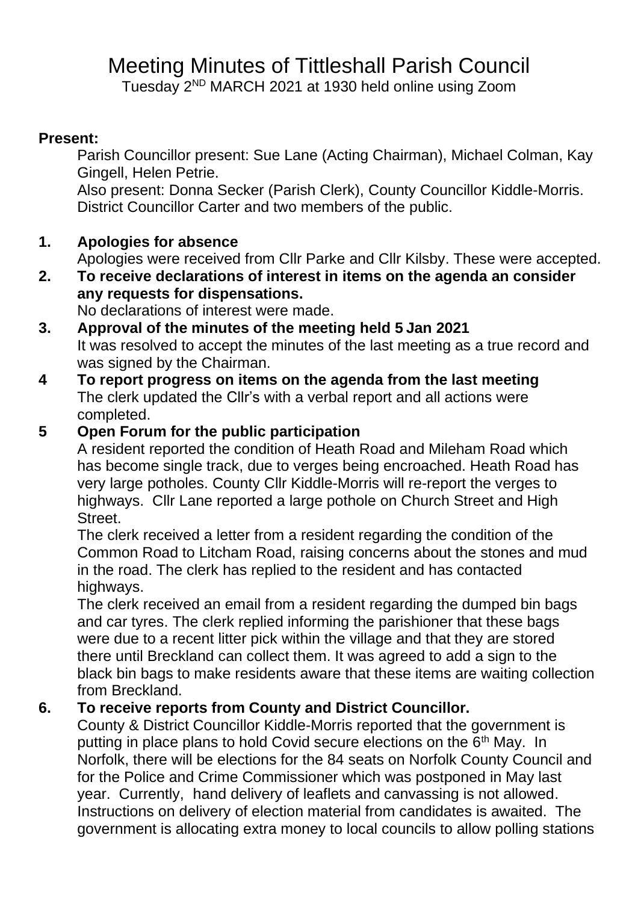# Meeting Minutes of Tittleshall Parish Council

Tuesday 2$^{ND}$ MARCH 2021 at 1930 held online using Zoom

**Present:**

Parish Councillor present: Sue Lane (Acting Chairman), Michael Colman, Kay Gingell, Helen Petrie.

Also present: Donna Secker (Parish Clerk), County Councillor Kiddle-Morris. District Councillor Carter and two members of the public.

**1. Apologies for absence**

Apologies were received from Cllr Parke and Cllr Kilsby. These were accepted.

**2. To receive declarations of interest in items on the agenda an consider any requests for dispensations.**

No declarations of interest were made.

**3. Approval of the minutes of the meeting held 5 Jan 2021**

It was resolved to accept the minutes of the last meeting as a true record and was signed by the Chairman.

**4 To report progress on items on the agenda from the last meeting**

The clerk updated the Cllr's with a verbal report and all actions were completed.

**5 Open Forum for the public participation**

A resident reported the condition of Heath Road and Mileham Road which has become single track, due to verges being encroached. Heath Road has very large potholes. County Cllr Kiddle-Morris will re-report the verges to highways. Cllr Lane reported a large pothole on Church Street and High Street.

The clerk received a letter from a resident regarding the condition of the Common Road to Litcham Road, raising concerns about the stones and mud in the road. The clerk has replied to the resident and has contacted highways.

The clerk received an email from a resident regarding the dumped bin bags and car tyres. The clerk replied informing the parishioner that these bags were due to a recent litter pick within the village and that they are stored there until Breckland can collect them. It was agreed to add a sign to the black bin bags to make residents aware that these items are waiting collection from Breckland.

**6. To receive reports from County and District Councillor.**

County & District Councillor Kiddle-Morris reported that the government is putting in place plans to hold Covid secure elections on the 6$^{th}$ May. In Norfolk, there will be elections for the 84 seats on Norfolk County Council and for the Police and Crime Commissioner which was postponed in May last year. Currently, hand delivery of leaflets and canvassing is not allowed. Instructions on delivery of election material from candidates is awaited. The government is allocating extra money to local councils to allow polling stations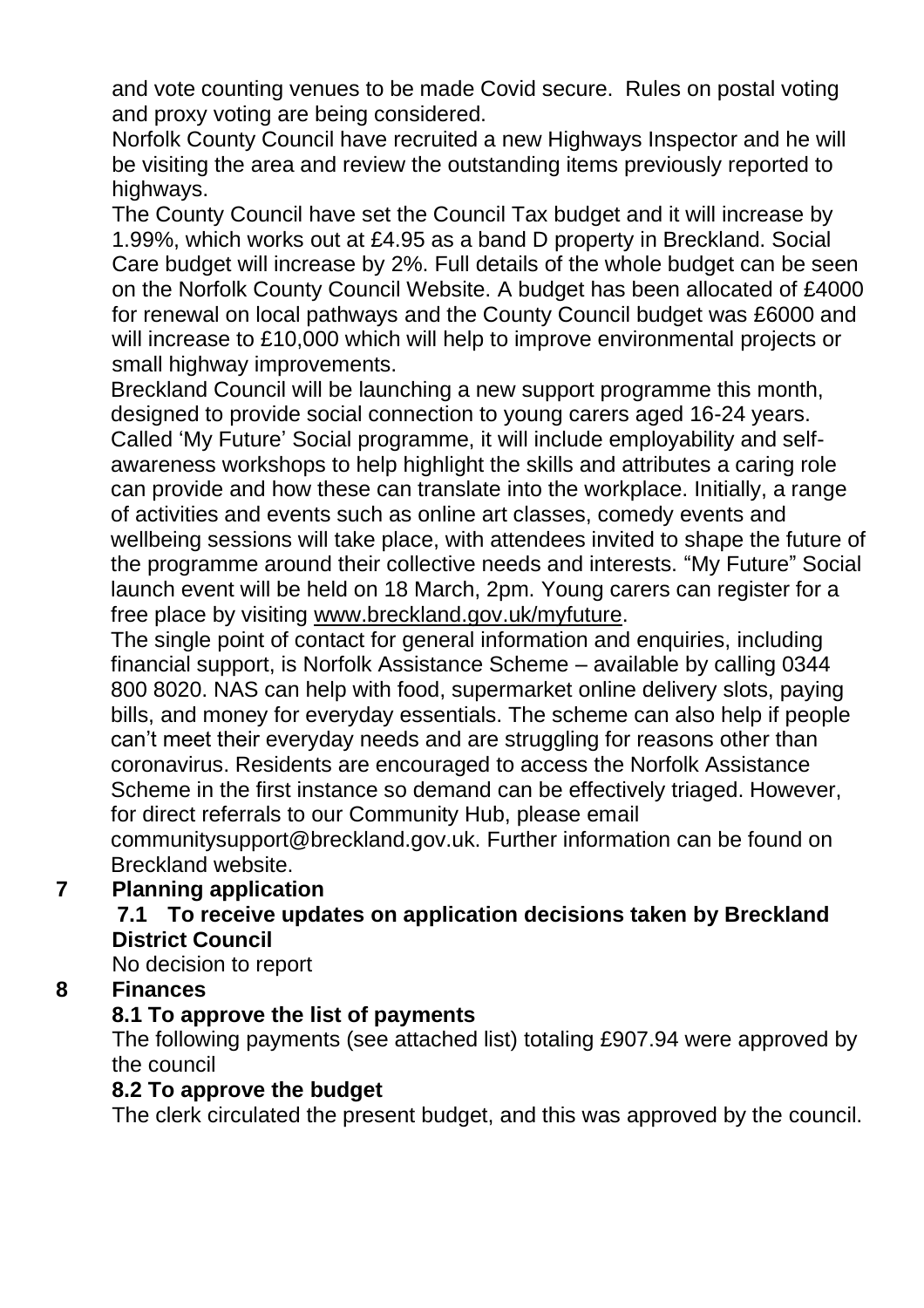and vote counting venues to be made Covid secure. Rules on postal voting and proxy voting are being considered.

Norfolk County Council have recruited a new Highways Inspector and he will be visiting the area and review the outstanding items previously reported to highways.

The County Council have set the Council Tax budget and it will increase by 1.99%, which works out at £4.95 as a band D property in Breckland. Social Care budget will increase by 2%. Full details of the whole budget can be seen on the Norfolk County Council Website. A budget has been allocated of £4000 for renewal on local pathways and the County Council budget was £6000 and will increase to £10,000 which will help to improve environmental projects or small highway improvements.

Breckland Council will be launching a new support programme this month, designed to provide social connection to young carers aged 16-24 years. Called 'My Future' Social programme, it will include employability and self-awareness workshops to help highlight the skills and attributes a caring role can provide and how these can translate into the workplace. Initially, a range of activities and events such as online art classes, comedy events and wellbeing sessions will take place, with attendees invited to shape the future of the programme around their collective needs and interests. "My Future" Social launch event will be held on 18 March, 2pm. Young carers can register for a free place by visiting www.breckland.gov.uk/myfuture.

The single point of contact for general information and enquiries, including financial support, is Norfolk Assistance Scheme – available by calling 0344 800 8020. NAS can help with food, supermarket online delivery slots, paying bills, and money for everyday essentials. The scheme can also help if people can't meet their everyday needs and are struggling for reasons other than coronavirus. Residents are encouraged to access the Norfolk Assistance Scheme in the first instance so demand can be effectively triaged. However, for direct referrals to our Community Hub, please email communitysupport@breckland.gov.uk. Further information can be found on Breckland website.

## 7 Planning application

### 7.1 To receive updates on application decisions taken by Breckland District Council

No decision to report

## 8 Finances

### 8.1 To approve the list of payments

The following payments (see attached list) totaling £907.94 were approved by the council

### 8.2 To approve the budget

The clerk circulated the present budget, and this was approved by the council.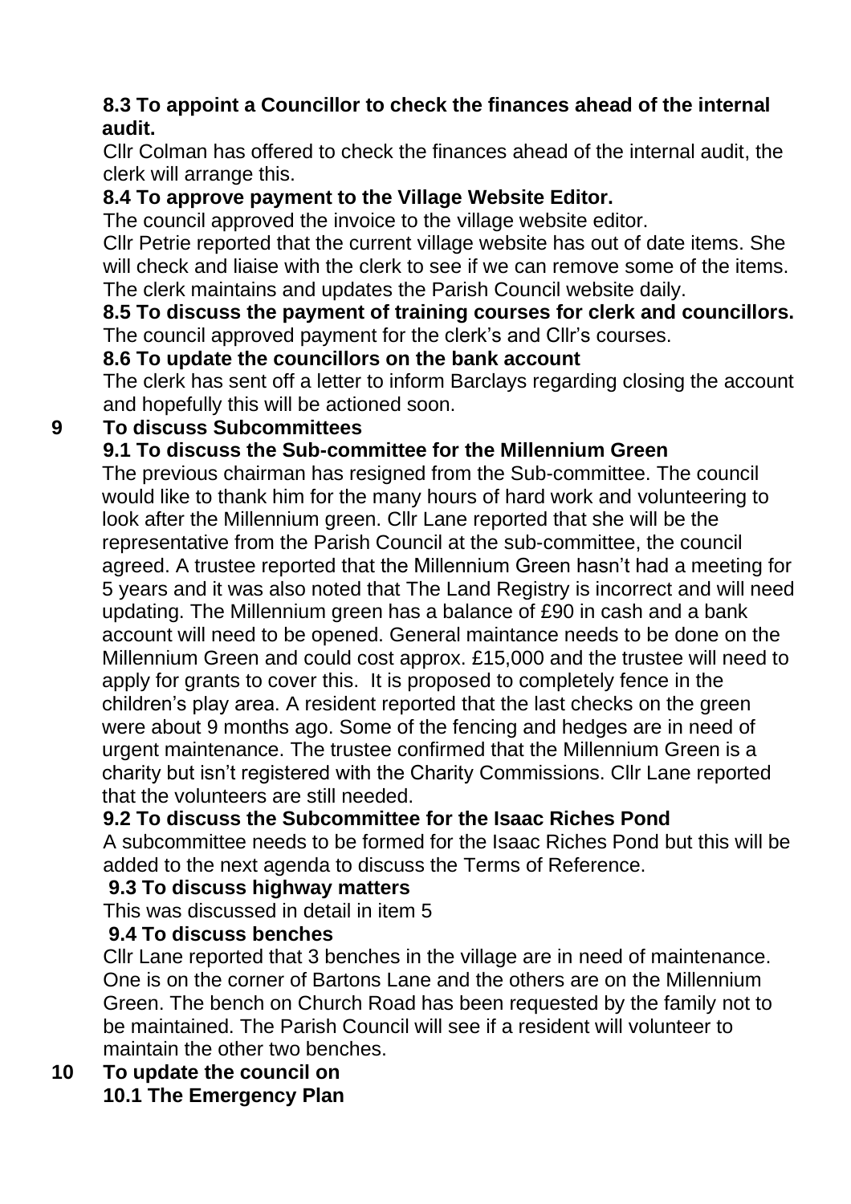**8.3 To appoint a Councillor to check the finances ahead of the internal audit.**

Cllr Colman has offered to check the finances ahead of the internal audit, the clerk will arrange this.

**8.4 To approve payment to the Village Website Editor.**

The council approved the invoice to the village website editor.

Cllr Petrie reported that the current village website has out of date items. She will check and liaise with the clerk to see if we can remove some of the items. The clerk maintains and updates the Parish Council website daily.

**8.5 To discuss the payment of training courses for clerk and councillors.**

The council approved payment for the clerk's and Cllr's courses.

**8.6 To update the councillors on the bank account**

The clerk has sent off a letter to inform Barclays regarding closing the account and hopefully this will be actioned soon.

**9 To discuss Subcommittees**

**9.1 To discuss the Sub-committee for the Millennium Green**

The previous chairman has resigned from the Sub-committee. The council would like to thank him for the many hours of hard work and volunteering to look after the Millennium green. Cllr Lane reported that she will be the representative from the Parish Council at the sub-committee, the council agreed. A trustee reported that the Millennium Green hasn't had a meeting for 5 years and it was also noted that The Land Registry is incorrect and will need updating. The Millennium green has a balance of £90 in cash and a bank account will need to be opened. General maintance needs to be done on the Millennium Green and could cost approx. £15,000 and the trustee will need to apply for grants to cover this. It is proposed to completely fence in the children's play area. A resident reported that the last checks on the green were about 9 months ago. Some of the fencing and hedges are in need of urgent maintenance. The trustee confirmed that the Millennium Green is a charity but isn't registered with the Charity Commissions. Cllr Lane reported that the volunteers are still needed.

**9.2 To discuss the Subcommittee for the Isaac Riches Pond**

A subcommittee needs to be formed for the Isaac Riches Pond but this will be added to the next agenda to discuss the Terms of Reference.

**9.3 To discuss highway matters**

This was discussed in detail in item 5

**9.4 To discuss benches**

Cllr Lane reported that 3 benches in the village are in need of maintenance. One is on the corner of Bartons Lane and the others are on the Millennium Green. The bench on Church Road has been requested by the family not to be maintained. The Parish Council will see if a resident will volunteer to maintain the other two benches.

**10 To update the council on**

**10.1 The Emergency Plan**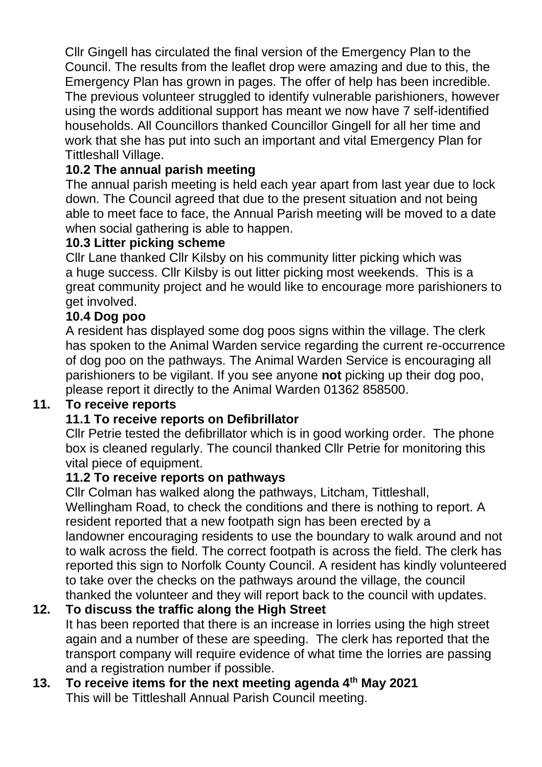Cllr Gingell has circulated the final version of the Emergency Plan to the Council. The results from the leaflet drop were amazing and due to this, the Emergency Plan has grown in pages. The offer of help has been incredible. The previous volunteer struggled to identify vulnerable parishioners, however using the words additional support has meant we now have 7 self-identified households. All Councillors thanked Councillor Gingell for all her time and work that she has put into such an important and vital Emergency Plan for Tittleshall Village.

**10.2 The annual parish meeting**

The annual parish meeting is held each year apart from last year due to lock down. The Council agreed that due to the present situation and not being able to meet face to face, the Annual Parish meeting will be moved to a date when social gathering is able to happen.

**10.3 Litter picking scheme**

Cllr Lane thanked Cllr Kilsby on his community litter picking which was a huge success. Cllr Kilsby is out litter picking most weekends. This is a great community project and he would like to encourage more parishioners to get involved.

**10.4 Dog poo**

A resident has displayed some dog poos signs within the village. The clerk has spoken to the Animal Warden service regarding the current re-occurrence of dog poo on the pathways. The Animal Warden Service is encouraging all parishioners to be vigilant. If you see anyone **not** picking up their dog poo, please report it directly to the Animal Warden 01362 858500.

**11. To receive reports**

**11.1 To receive reports on Defibrillator**

Cllr Petrie tested the defibrillator which is in good working order. The phone box is cleaned regularly. The council thanked Cllr Petrie for monitoring this vital piece of equipment.

**11.2 To receive reports on pathways**

Cllr Colman has walked along the pathways, Litcham, Tittleshall, Wellingham Road, to check the conditions and there is nothing to report. A resident reported that a new footpath sign has been erected by a landowner encouraging residents to use the boundary to walk around and not to walk across the field. The correct footpath is across the field. The clerk has reported this sign to Norfolk County Council. A resident has kindly volunteered to take over the checks on the pathways around the village, the council thanked the volunteer and they will report back to the council with updates.

**12. To discuss the traffic along the High Street**

It has been reported that there is an increase in lorries using the high street again and a number of these are speeding. The clerk has reported that the transport company will require evidence of what time the lorries are passing and a registration number if possible.

**13. To receive items for the next meeting agenda 4th May 2021**

This will be Tittleshall Annual Parish Council meeting.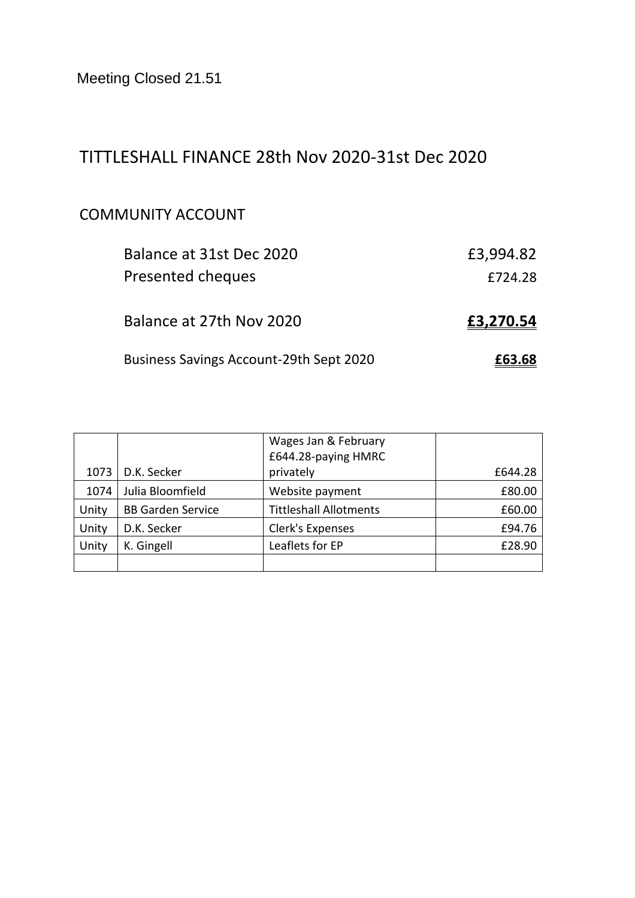Meeting Closed 21.51

# TITTLESHALL FINANCE 28th Nov 2020-31st Dec 2020

## COMMUNITY ACCOUNT

| | |
|---|---|
| Balance at 31st Dec 2020 | £3,994.82 |
| Presented cheques | £724.28 |
| Balance at 27th Nov 2020 | **£3,270.54** |
| Business Savings Account-29th Sept 2020 | **£63.68** |

| | | | |
|---|---|---|---|
| 1073 | D.K. Secker | Wages Jan & February £644.28-paying HMRC privately | £644.28 |
| 1074 | Julia Bloomfield | Website payment | £80.00 |
| Unity | BB Garden Service | Tittleshall Allotments | £60.00 |
| Unity | D.K. Secker | Clerk's Expenses | £94.76 |
| Unity | K. Gingell | Leaflets for EP | £28.90 |
| | | | |